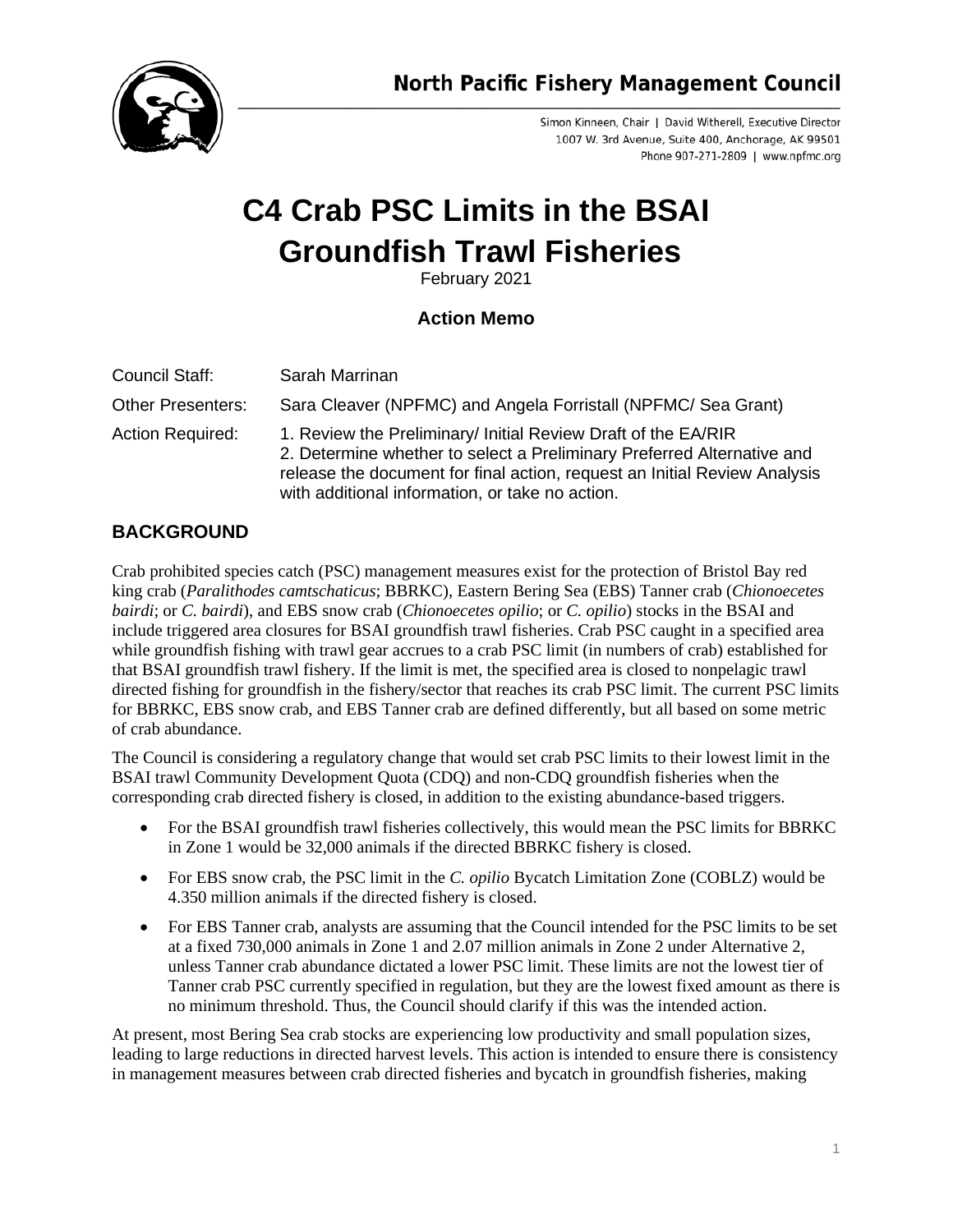## North Pacific Fishery Management Council

Simon Kinneen, Chair | David Witherell, Executive Director
1007 W. 3rd Avenue, Suite 400, Anchorage, AK 99501
Phone 907-271-2809 | www.npfmc.org

# C4 Crab PSC Limits in the BSAI Groundfish Trawl Fisheries

February 2021

### Action Memo

| | |
|---|---|
| Council Staff: | Sarah Marrinan |
| Other Presenters: | Sara Cleaver (NPFMC) and Angela Forristall (NPFMC/ Sea Grant) |
| Action Required: | 1. Review the Preliminary/ Initial Review Draft of the EA/RIR<br>2. Determine whether to select a Preliminary Preferred Alternative and release the document for final action, request an Initial Review Analysis with additional information, or take no action. |

## BACKGROUND

Crab prohibited species catch (PSC) management measures exist for the protection of Bristol Bay red king crab (*Paralithodes camtschaticus*; BBRKC), Eastern Bering Sea (EBS) Tanner crab (*Chionoecetes bairdi*; or *C. bairdi*), and EBS snow crab (*Chionoecetes opilio*; or *C. opilio*) stocks in the BSAI and include triggered area closures for BSAI groundfish trawl fisheries. Crab PSC caught in a specified area while groundfish fishing with trawl gear accrues to a crab PSC limit (in numbers of crab) established for that BSAI groundfish trawl fishery. If the limit is met, the specified area is closed to nonpelagic trawl directed fishing for groundfish in the fishery/sector that reaches its crab PSC limit. The current PSC limits for BBRKC, EBS snow crab, and EBS Tanner crab are defined differently, but all based on some metric of crab abundance.

The Council is considering a regulatory change that would set crab PSC limits to their lowest limit in the BSAI trawl Community Development Quota (CDQ) and non-CDQ groundfish fisheries when the corresponding crab directed fishery is closed, in addition to the existing abundance-based triggers.

- For the BSAI groundfish trawl fisheries collectively, this would mean the PSC limits for BBRKC in Zone 1 would be 32,000 animals if the directed BBRKC fishery is closed.
- For EBS snow crab, the PSC limit in the *C. opilio* Bycatch Limitation Zone (COBLZ) would be 4.350 million animals if the directed fishery is closed.
- For EBS Tanner crab, analysts are assuming that the Council intended for the PSC limits to be set at a fixed 730,000 animals in Zone 1 and 2.07 million animals in Zone 2 under Alternative 2, unless Tanner crab abundance dictated a lower PSC limit. These limits are not the lowest tier of Tanner crab PSC currently specified in regulation, but they are the lowest fixed amount as there is no minimum threshold. Thus, the Council should clarify if this was the intended action.

At present, most Bering Sea crab stocks are experiencing low productivity and small population sizes, leading to large reductions in directed harvest levels. This action is intended to ensure there is consistency in management measures between crab directed fisheries and bycatch in groundfish fisheries, making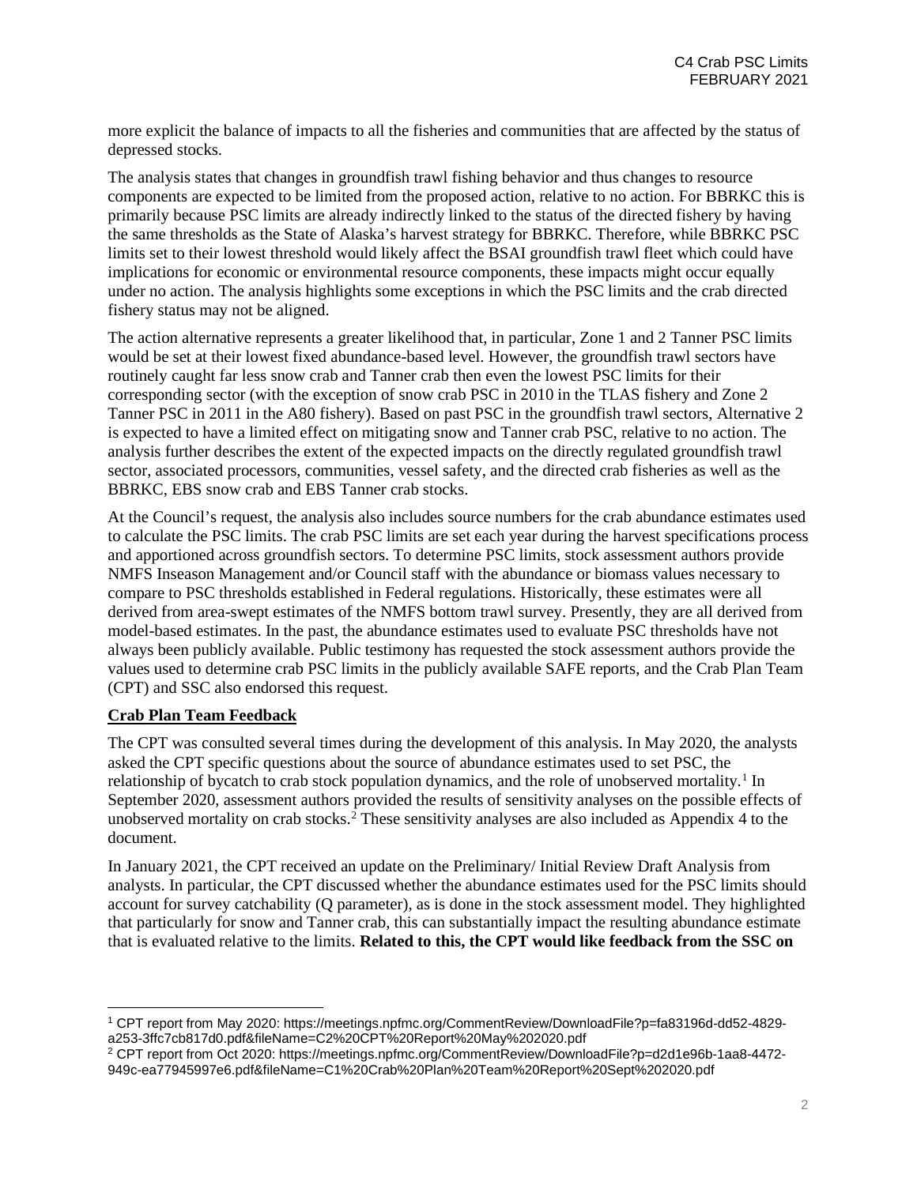more explicit the balance of impacts to all the fisheries and communities that are affected by the status of depressed stocks.

The analysis states that changes in groundfish trawl fishing behavior and thus changes to resource components are expected to be limited from the proposed action, relative to no action. For BBRKC this is primarily because PSC limits are already indirectly linked to the status of the directed fishery by having the same thresholds as the State of Alaska's harvest strategy for BBRKC. Therefore, while BBRKC PSC limits set to their lowest threshold would likely affect the BSAI groundfish trawl fleet which could have implications for economic or environmental resource components, these impacts might occur equally under no action. The analysis highlights some exceptions in which the PSC limits and the crab directed fishery status may not be aligned.

The action alternative represents a greater likelihood that, in particular, Zone 1 and 2 Tanner PSC limits would be set at their lowest fixed abundance-based level. However, the groundfish trawl sectors have routinely caught far less snow crab and Tanner crab then even the lowest PSC limits for their corresponding sector (with the exception of snow crab PSC in 2010 in the TLAS fishery and Zone 2 Tanner PSC in 2011 in the A80 fishery). Based on past PSC in the groundfish trawl sectors, Alternative 2 is expected to have a limited effect on mitigating snow and Tanner crab PSC, relative to no action. The analysis further describes the extent of the expected impacts on the directly regulated groundfish trawl sector, associated processors, communities, vessel safety, and the directed crab fisheries as well as the BBRKC, EBS snow crab and EBS Tanner crab stocks.

At the Council's request, the analysis also includes source numbers for the crab abundance estimates used to calculate the PSC limits. The crab PSC limits are set each year during the harvest specifications process and apportioned across groundfish sectors. To determine PSC limits, stock assessment authors provide NMFS Inseason Management and/or Council staff with the abundance or biomass values necessary to compare to PSC thresholds established in Federal regulations. Historically, these estimates were all derived from area-swept estimates of the NMFS bottom trawl survey. Presently, they are all derived from model-based estimates. In the past, the abundance estimates used to evaluate PSC thresholds have not always been publicly available. Public testimony has requested the stock assessment authors provide the values used to determine crab PSC limits in the publicly available SAFE reports, and the Crab Plan Team (CPT) and SSC also endorsed this request.

## Crab Plan Team Feedback

The CPT was consulted several times during the development of this analysis. In May 2020, the analysts asked the CPT specific questions about the source of abundance estimates used to set PSC, the relationship of bycatch to crab stock population dynamics, and the role of unobserved mortality.[1] In September 2020, assessment authors provided the results of sensitivity analyses on the possible effects of unobserved mortality on crab stocks.[2] These sensitivity analyses are also included as Appendix 4 to the document.

In January 2021, the CPT received an update on the Preliminary/ Initial Review Draft Analysis from analysts. In particular, the CPT discussed whether the abundance estimates used for the PSC limits should account for survey catchability (Q parameter), as is done in the stock assessment model. They highlighted that particularly for snow and Tanner crab, this can substantially impact the resulting abundance estimate that is evaluated relative to the limits. **Related to this, the CPT would like feedback from the SSC on**

---

[1] CPT report from May 2020: https://meetings.npfmc.org/CommentReview/DownloadFile?p=fa83196d-dd52-4829-a253-3ffc7cb817d0.pdf&fileName=C2%20CPT%20Report%20May%202020.pdf

[2] CPT report from Oct 2020: https://meetings.npfmc.org/CommentReview/DownloadFile?p=d2d1e96b-1aa8-4472-949c-ea77945997e6.pdf&fileName=C1%20Crab%20Plan%20Team%20Report%20Sept%202020.pdf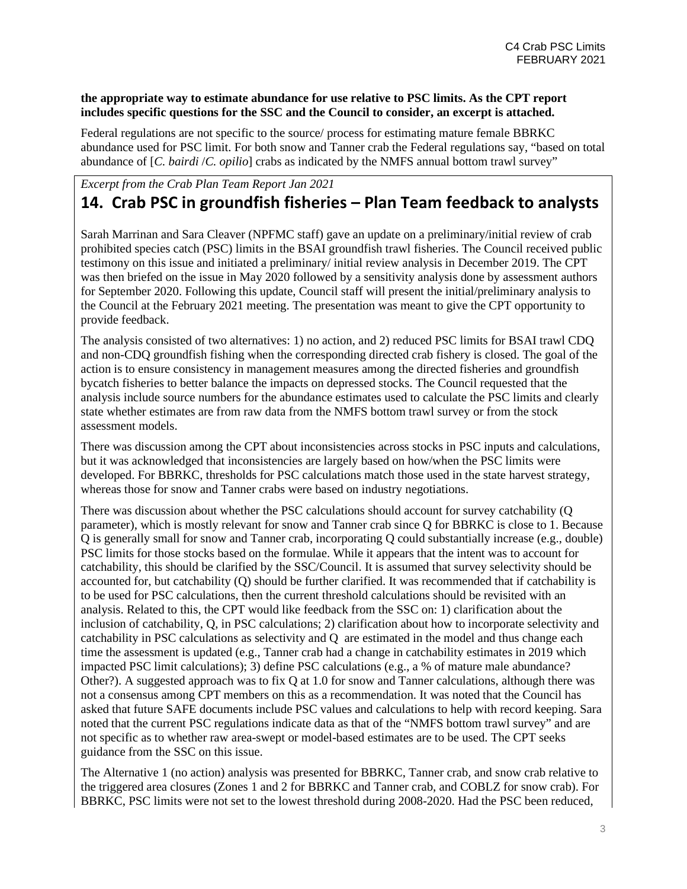**the appropriate way to estimate abundance for use relative to PSC limits. As the CPT report includes specific questions for the SSC and the Council to consider, an excerpt is attached.**

Federal regulations are not specific to the source/ process for estimating mature female BBRKC abundance used for PSC limit. For both snow and Tanner crab the Federal regulations say, "based on total abundance of [*C. bairdi* /*C. opilio*] crabs as indicated by the NMFS annual bottom trawl survey"

*Excerpt from the Crab Plan Team Report Jan 2021*

## 14. Crab PSC in groundfish fisheries – Plan Team feedback to analysts

Sarah Marrinan and Sara Cleaver (NPFMC staff) gave an update on a preliminary/initial review of crab prohibited species catch (PSC) limits in the BSAI groundfish trawl fisheries. The Council received public testimony on this issue and initiated a preliminary/ initial review analysis in December 2019. The CPT was then briefed on the issue in May 2020 followed by a sensitivity analysis done by assessment authors for September 2020. Following this update, Council staff will present the initial/preliminary analysis to the Council at the February 2021 meeting. The presentation was meant to give the CPT opportunity to provide feedback.

The analysis consisted of two alternatives: 1) no action, and 2) reduced PSC limits for BSAI trawl CDQ and non-CDQ groundfish fishing when the corresponding directed crab fishery is closed. The goal of the action is to ensure consistency in management measures among the directed fisheries and groundfish bycatch fisheries to better balance the impacts on depressed stocks. The Council requested that the analysis include source numbers for the abundance estimates used to calculate the PSC limits and clearly state whether estimates are from raw data from the NMFS bottom trawl survey or from the stock assessment models.

There was discussion among the CPT about inconsistencies across stocks in PSC inputs and calculations, but it was acknowledged that inconsistencies are largely based on how/when the PSC limits were developed. For BBRKC, thresholds for PSC calculations match those used in the state harvest strategy, whereas those for snow and Tanner crabs were based on industry negotiations.

There was discussion about whether the PSC calculations should account for survey catchability (Q parameter), which is mostly relevant for snow and Tanner crab since Q for BBRKC is close to 1. Because Q is generally small for snow and Tanner crab, incorporating Q could substantially increase (e.g., double) PSC limits for those stocks based on the formulae. While it appears that the intent was to account for catchability, this should be clarified by the SSC/Council. It is assumed that survey selectivity should be accounted for, but catchability (Q) should be further clarified. It was recommended that if catchability is to be used for PSC calculations, then the current threshold calculations should be revisited with an analysis. Related to this, the CPT would like feedback from the SSC on: 1) clarification about the inclusion of catchability, Q, in PSC calculations; 2) clarification about how to incorporate selectivity and catchability in PSC calculations as selectivity and Q are estimated in the model and thus change each time the assessment is updated (e.g., Tanner crab had a change in catchability estimates in 2019 which impacted PSC limit calculations); 3) define PSC calculations (e.g., a % of mature male abundance? Other?). A suggested approach was to fix Q at 1.0 for snow and Tanner calculations, although there was not a consensus among CPT members on this as a recommendation. It was noted that the Council has asked that future SAFE documents include PSC values and calculations to help with record keeping. Sara noted that the current PSC regulations indicate data as that of the "NMFS bottom trawl survey" and are not specific as to whether raw area-swept or model-based estimates are to be used. The CPT seeks guidance from the SSC on this issue.

The Alternative 1 (no action) analysis was presented for BBRKC, Tanner crab, and snow crab relative to the triggered area closures (Zones 1 and 2 for BBRKC and Tanner crab, and COBLZ for snow crab). For BBRKC, PSC limits were not set to the lowest threshold during 2008-2020. Had the PSC been reduced,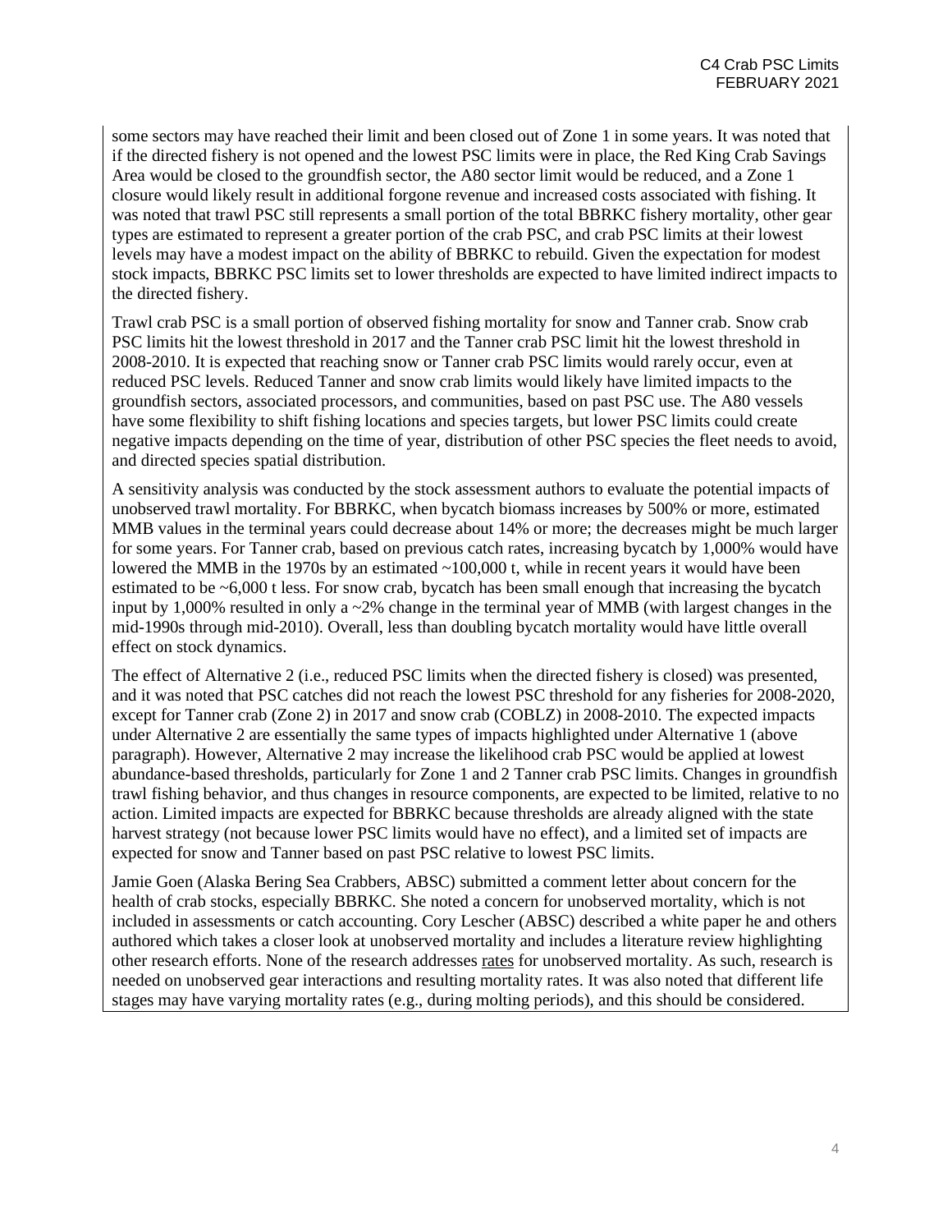some sectors may have reached their limit and been closed out of Zone 1 in some years. It was noted that if the directed fishery is not opened and the lowest PSC limits were in place, the Red King Crab Savings Area would be closed to the groundfish sector, the A80 sector limit would be reduced, and a Zone 1 closure would likely result in additional forgone revenue and increased costs associated with fishing. It was noted that trawl PSC still represents a small portion of the total BBRKC fishery mortality, other gear types are estimated to represent a greater portion of the crab PSC, and crab PSC limits at their lowest levels may have a modest impact on the ability of BBRKC to rebuild. Given the expectation for modest stock impacts, BBRKC PSC limits set to lower thresholds are expected to have limited indirect impacts to the directed fishery.

Trawl crab PSC is a small portion of observed fishing mortality for snow and Tanner crab. Snow crab PSC limits hit the lowest threshold in 2017 and the Tanner crab PSC limit hit the lowest threshold in 2008-2010. It is expected that reaching snow or Tanner crab PSC limits would rarely occur, even at reduced PSC levels. Reduced Tanner and snow crab limits would likely have limited impacts to the groundfish sectors, associated processors, and communities, based on past PSC use. The A80 vessels have some flexibility to shift fishing locations and species targets, but lower PSC limits could create negative impacts depending on the time of year, distribution of other PSC species the fleet needs to avoid, and directed species spatial distribution.

A sensitivity analysis was conducted by the stock assessment authors to evaluate the potential impacts of unobserved trawl mortality. For BBRKC, when bycatch biomass increases by 500% or more, estimated MMB values in the terminal years could decrease about 14% or more; the decreases might be much larger for some years. For Tanner crab, based on previous catch rates, increasing bycatch by 1,000% would have lowered the MMB in the 1970s by an estimated ~100,000 t, while in recent years it would have been estimated to be ~6,000 t less. For snow crab, bycatch has been small enough that increasing the bycatch input by 1,000% resulted in only a ~2% change in the terminal year of MMB (with largest changes in the mid-1990s through mid-2010). Overall, less than doubling bycatch mortality would have little overall effect on stock dynamics.

The effect of Alternative 2 (i.e., reduced PSC limits when the directed fishery is closed) was presented, and it was noted that PSC catches did not reach the lowest PSC threshold for any fisheries for 2008-2020, except for Tanner crab (Zone 2) in 2017 and snow crab (COBLZ) in 2008-2010. The expected impacts under Alternative 2 are essentially the same types of impacts highlighted under Alternative 1 (above paragraph). However, Alternative 2 may increase the likelihood crab PSC would be applied at lowest abundance-based thresholds, particularly for Zone 1 and 2 Tanner crab PSC limits. Changes in groundfish trawl fishing behavior, and thus changes in resource components, are expected to be limited, relative to no action. Limited impacts are expected for BBRKC because thresholds are already aligned with the state harvest strategy (not because lower PSC limits would have no effect), and a limited set of impacts are expected for snow and Tanner based on past PSC relative to lowest PSC limits.

Jamie Goen (Alaska Bering Sea Crabbers, ABSC) submitted a comment letter about concern for the health of crab stocks, especially BBRKC. She noted a concern for unobserved mortality, which is not included in assessments or catch accounting. Cory Lescher (ABSC) described a white paper he and others authored which takes a closer look at unobserved mortality and includes a literature review highlighting other research efforts. None of the research addresses rates for unobserved mortality. As such, research is needed on unobserved gear interactions and resulting mortality rates. It was also noted that different life stages may have varying mortality rates (e.g., during molting periods), and this should be considered.